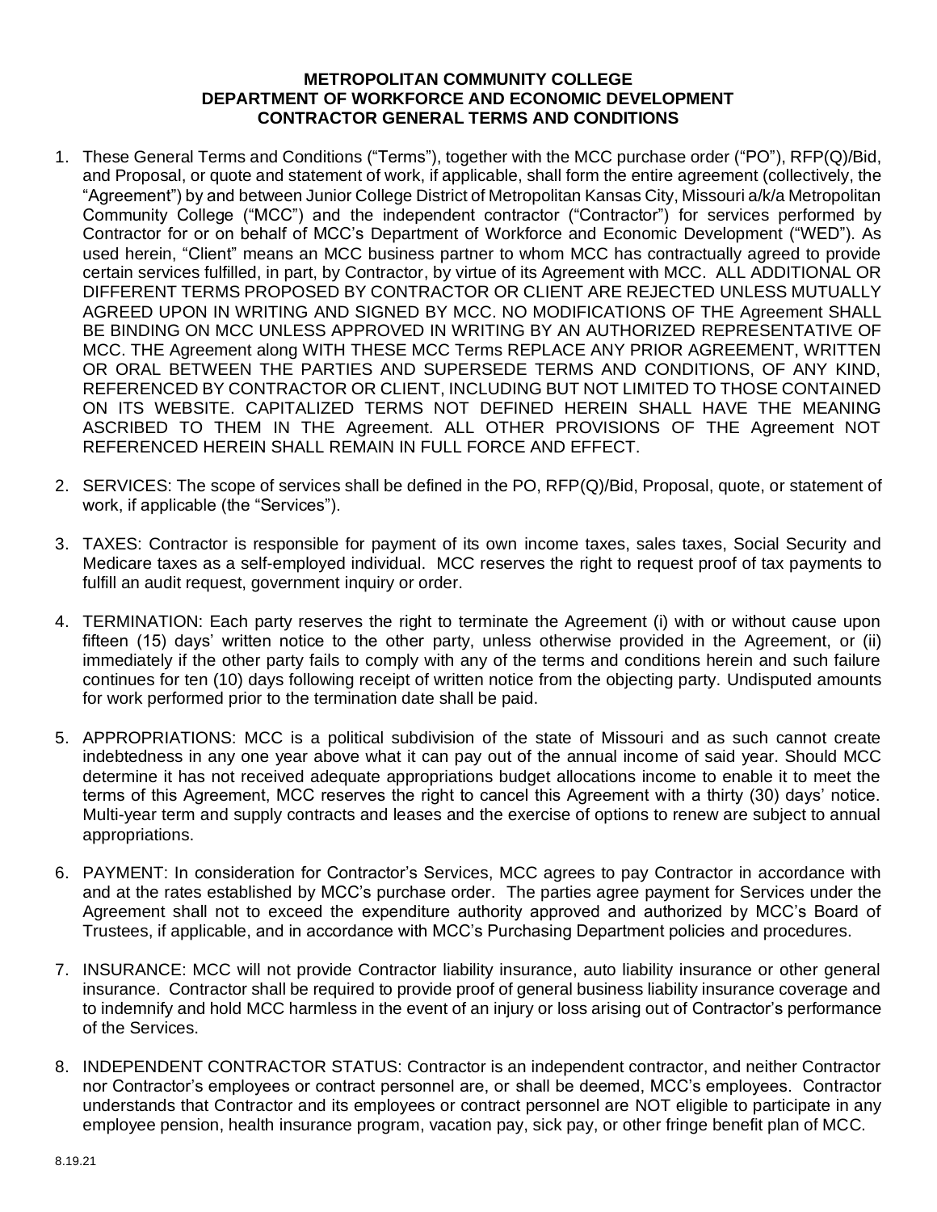**METROPOLITAN COMMUNITY COLLEGE**
**DEPARTMENT OF WORKFORCE AND ECONOMIC DEVELOPMENT**
**CONTRACTOR GENERAL TERMS AND CONDITIONS**

1. These General Terms and Conditions ("Terms"), together with the MCC purchase order ("PO"), RFP(Q)/Bid, and Proposal, or quote and statement of work, if applicable, shall form the entire agreement (collectively, the "Agreement") by and between Junior College District of Metropolitan Kansas City, Missouri a/k/a Metropolitan Community College ("MCC") and the independent contractor ("Contractor") for services performed by Contractor for or on behalf of MCC's Department of Workforce and Economic Development ("WED"). As used herein, "Client" means an MCC business partner to whom MCC has contractually agreed to provide certain services fulfilled, in part, by Contractor, by virtue of its Agreement with MCC. ALL ADDITIONAL OR DIFFERENT TERMS PROPOSED BY CONTRACTOR OR CLIENT ARE REJECTED UNLESS MUTUALLY AGREED UPON IN WRITING AND SIGNED BY MCC. NO MODIFICATIONS OF THE Agreement SHALL BE BINDING ON MCC UNLESS APPROVED IN WRITING BY AN AUTHORIZED REPRESENTATIVE OF MCC. THE Agreement along WITH THESE MCC Terms REPLACE ANY PRIOR AGREEMENT, WRITTEN OR ORAL BETWEEN THE PARTIES AND SUPERSEDE TERMS AND CONDITIONS, OF ANY KIND, REFERENCED BY CONTRACTOR OR CLIENT, INCLUDING BUT NOT LIMITED TO THOSE CONTAINED ON ITS WEBSITE. CAPITALIZED TERMS NOT DEFINED HEREIN SHALL HAVE THE MEANING ASCRIBED TO THEM IN THE Agreement. ALL OTHER PROVISIONS OF THE Agreement NOT REFERENCED HEREIN SHALL REMAIN IN FULL FORCE AND EFFECT.

2. SERVICES: The scope of services shall be defined in the PO, RFP(Q)/Bid, Proposal, quote, or statement of work, if applicable (the "Services").

3. TAXES: Contractor is responsible for payment of its own income taxes, sales taxes, Social Security and Medicare taxes as a self-employed individual. MCC reserves the right to request proof of tax payments to fulfill an audit request, government inquiry or order.

4. TERMINATION: Each party reserves the right to terminate the Agreement (i) with or without cause upon fifteen (15) days' written notice to the other party, unless otherwise provided in the Agreement, or (ii) immediately if the other party fails to comply with any of the terms and conditions herein and such failure continues for ten (10) days following receipt of written notice from the objecting party. Undisputed amounts for work performed prior to the termination date shall be paid.

5. APPROPRIATIONS: MCC is a political subdivision of the state of Missouri and as such cannot create indebtedness in any one year above what it can pay out of the annual income of said year. Should MCC determine it has not received adequate appropriations budget allocations income to enable it to meet the terms of this Agreement, MCC reserves the right to cancel this Agreement with a thirty (30) days' notice. Multi-year term and supply contracts and leases and the exercise of options to renew are subject to annual appropriations.

6. PAYMENT: In consideration for Contractor's Services, MCC agrees to pay Contractor in accordance with and at the rates established by MCC's purchase order. The parties agree payment for Services under the Agreement shall not to exceed the expenditure authority approved and authorized by MCC's Board of Trustees, if applicable, and in accordance with MCC's Purchasing Department policies and procedures.

7. INSURANCE: MCC will not provide Contractor liability insurance, auto liability insurance or other general insurance. Contractor shall be required to provide proof of general business liability insurance coverage and to indemnify and hold MCC harmless in the event of an injury or loss arising out of Contractor's performance of the Services.

8. INDEPENDENT CONTRACTOR STATUS: Contractor is an independent contractor, and neither Contractor nor Contractor's employees or contract personnel are, or shall be deemed, MCC's employees. Contractor understands that Contractor and its employees or contract personnel are NOT eligible to participate in any employee pension, health insurance program, vacation pay, sick pay, or other fringe benefit plan of MCC.

8.19.21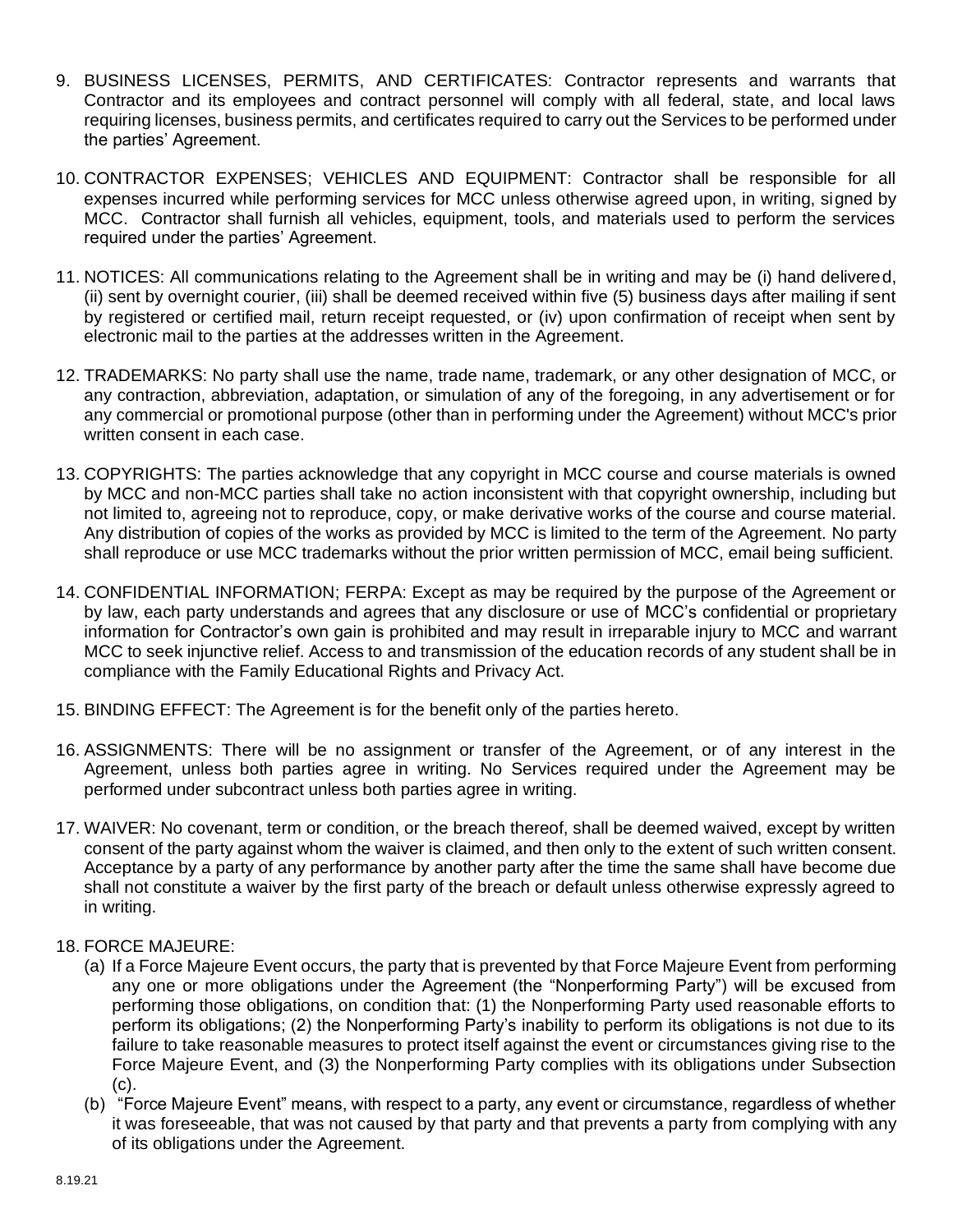9. BUSINESS LICENSES, PERMITS, AND CERTIFICATES: Contractor represents and warrants that Contractor and its employees and contract personnel will comply with all federal, state, and local laws requiring licenses, business permits, and certificates required to carry out the Services to be performed under the parties' Agreement.

10. CONTRACTOR EXPENSES; VEHICLES AND EQUIPMENT: Contractor shall be responsible for all expenses incurred while performing services for MCC unless otherwise agreed upon, in writing, signed by MCC. Contractor shall furnish all vehicles, equipment, tools, and materials used to perform the services required under the parties' Agreement.

11. NOTICES: All communications relating to the Agreement shall be in writing and may be (i) hand delivered, (ii) sent by overnight courier, (iii) shall be deemed received within five (5) business days after mailing if sent by registered or certified mail, return receipt requested, or (iv) upon confirmation of receipt when sent by electronic mail to the parties at the addresses written in the Agreement.

12. TRADEMARKS: No party shall use the name, trade name, trademark, or any other designation of MCC, or any contraction, abbreviation, adaptation, or simulation of any of the foregoing, in any advertisement or for any commercial or promotional purpose (other than in performing under the Agreement) without MCC's prior written consent in each case.

13. COPYRIGHTS: The parties acknowledge that any copyright in MCC course and course materials is owned by MCC and non-MCC parties shall take no action inconsistent with that copyright ownership, including but not limited to, agreeing not to reproduce, copy, or make derivative works of the course and course material. Any distribution of copies of the works as provided by MCC is limited to the term of the Agreement. No party shall reproduce or use MCC trademarks without the prior written permission of MCC, email being sufficient.

14. CONFIDENTIAL INFORMATION; FERPA: Except as may be required by the purpose of the Agreement or by law, each party understands and agrees that any disclosure or use of MCC's confidential or proprietary information for Contractor's own gain is prohibited and may result in irreparable injury to MCC and warrant MCC to seek injunctive relief. Access to and transmission of the education records of any student shall be in compliance with the Family Educational Rights and Privacy Act.

15. BINDING EFFECT: The Agreement is for the benefit only of the parties hereto.

16. ASSIGNMENTS: There will be no assignment or transfer of the Agreement, or of any interest in the Agreement, unless both parties agree in writing. No Services required under the Agreement may be performed under subcontract unless both parties agree in writing.

17. WAIVER: No covenant, term or condition, or the breach thereof, shall be deemed waived, except by written consent of the party against whom the waiver is claimed, and then only to the extent of such written consent. Acceptance by a party of any performance by another party after the time the same shall have become due shall not constitute a waiver by the first party of the breach or default unless otherwise expressly agreed to in writing.

18. FORCE MAJEURE:
    (a) If a Force Majeure Event occurs, the party that is prevented by that Force Majeure Event from performing any one or more obligations under the Agreement (the "Nonperforming Party") will be excused from performing those obligations, on condition that: (1) the Nonperforming Party used reasonable efforts to perform its obligations; (2) the Nonperforming Party's inability to perform its obligations is not due to its failure to take reasonable measures to protect itself against the event or circumstances giving rise to the Force Majeure Event, and (3) the Nonperforming Party complies with its obligations under Subsection (c).
    (b) "Force Majeure Event" means, with respect to a party, any event or circumstance, regardless of whether it was foreseeable, that was not caused by that party and that prevents a party from complying with any of its obligations under the Agreement.

8.19.21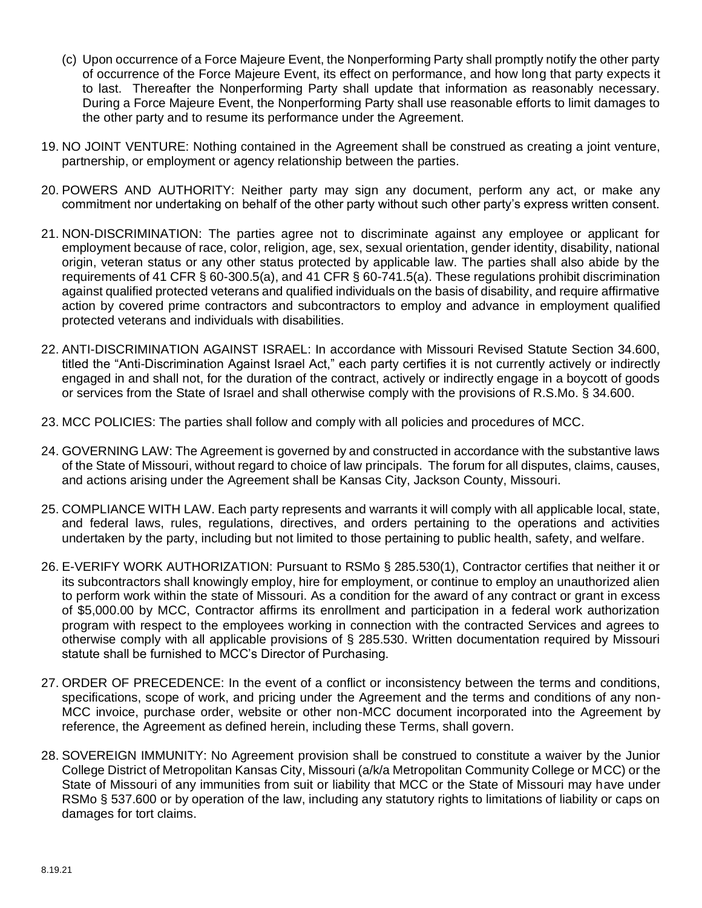(c) Upon occurrence of a Force Majeure Event, the Nonperforming Party shall promptly notify the other party of occurrence of the Force Majeure Event, its effect on performance, and how long that party expects it to last. Thereafter the Nonperforming Party shall update that information as reasonably necessary. During a Force Majeure Event, the Nonperforming Party shall use reasonable efforts to limit damages to the other party and to resume its performance under the Agreement.

19. NO JOINT VENTURE: Nothing contained in the Agreement shall be construed as creating a joint venture, partnership, or employment or agency relationship between the parties.

20. POWERS AND AUTHORITY: Neither party may sign any document, perform any act, or make any commitment nor undertaking on behalf of the other party without such other party's express written consent.

21. NON-DISCRIMINATION: The parties agree not to discriminate against any employee or applicant for employment because of race, color, religion, age, sex, sexual orientation, gender identity, disability, national origin, veteran status or any other status protected by applicable law. The parties shall also abide by the requirements of 41 CFR § 60-300.5(a), and 41 CFR § 60-741.5(a). These regulations prohibit discrimination against qualified protected veterans and qualified individuals on the basis of disability, and require affirmative action by covered prime contractors and subcontractors to employ and advance in employment qualified protected veterans and individuals with disabilities.

22. ANTI-DISCRIMINATION AGAINST ISRAEL: In accordance with Missouri Revised Statute Section 34.600, titled the "Anti-Discrimination Against Israel Act," each party certifies it is not currently actively or indirectly engaged in and shall not, for the duration of the contract, actively or indirectly engage in a boycott of goods or services from the State of Israel and shall otherwise comply with the provisions of R.S.Mo. § 34.600.

23. MCC POLICIES: The parties shall follow and comply with all policies and procedures of MCC.

24. GOVERNING LAW: The Agreement is governed by and constructed in accordance with the substantive laws of the State of Missouri, without regard to choice of law principals. The forum for all disputes, claims, causes, and actions arising under the Agreement shall be Kansas City, Jackson County, Missouri.

25. COMPLIANCE WITH LAW. Each party represents and warrants it will comply with all applicable local, state, and federal laws, rules, regulations, directives, and orders pertaining to the operations and activities undertaken by the party, including but not limited to those pertaining to public health, safety, and welfare.

26. E-VERIFY WORK AUTHORIZATION: Pursuant to RSMo § 285.530(1), Contractor certifies that neither it or its subcontractors shall knowingly employ, hire for employment, or continue to employ an unauthorized alien to perform work within the state of Missouri. As a condition for the award of any contract or grant in excess of $5,000.00 by MCC, Contractor affirms its enrollment and participation in a federal work authorization program with respect to the employees working in connection with the contracted Services and agrees to otherwise comply with all applicable provisions of § 285.530. Written documentation required by Missouri statute shall be furnished to MCC's Director of Purchasing.

27. ORDER OF PRECEDENCE: In the event of a conflict or inconsistency between the terms and conditions, specifications, scope of work, and pricing under the Agreement and the terms and conditions of any non-MCC invoice, purchase order, website or other non-MCC document incorporated into the Agreement by reference, the Agreement as defined herein, including these Terms, shall govern.

28. SOVEREIGN IMMUNITY: No Agreement provision shall be construed to constitute a waiver by the Junior College District of Metropolitan Kansas City, Missouri (a/k/a Metropolitan Community College or MCC) or the State of Missouri of any immunities from suit or liability that MCC or the State of Missouri may have under RSMo § 537.600 or by operation of the law, including any statutory rights to limitations of liability or caps on damages for tort claims.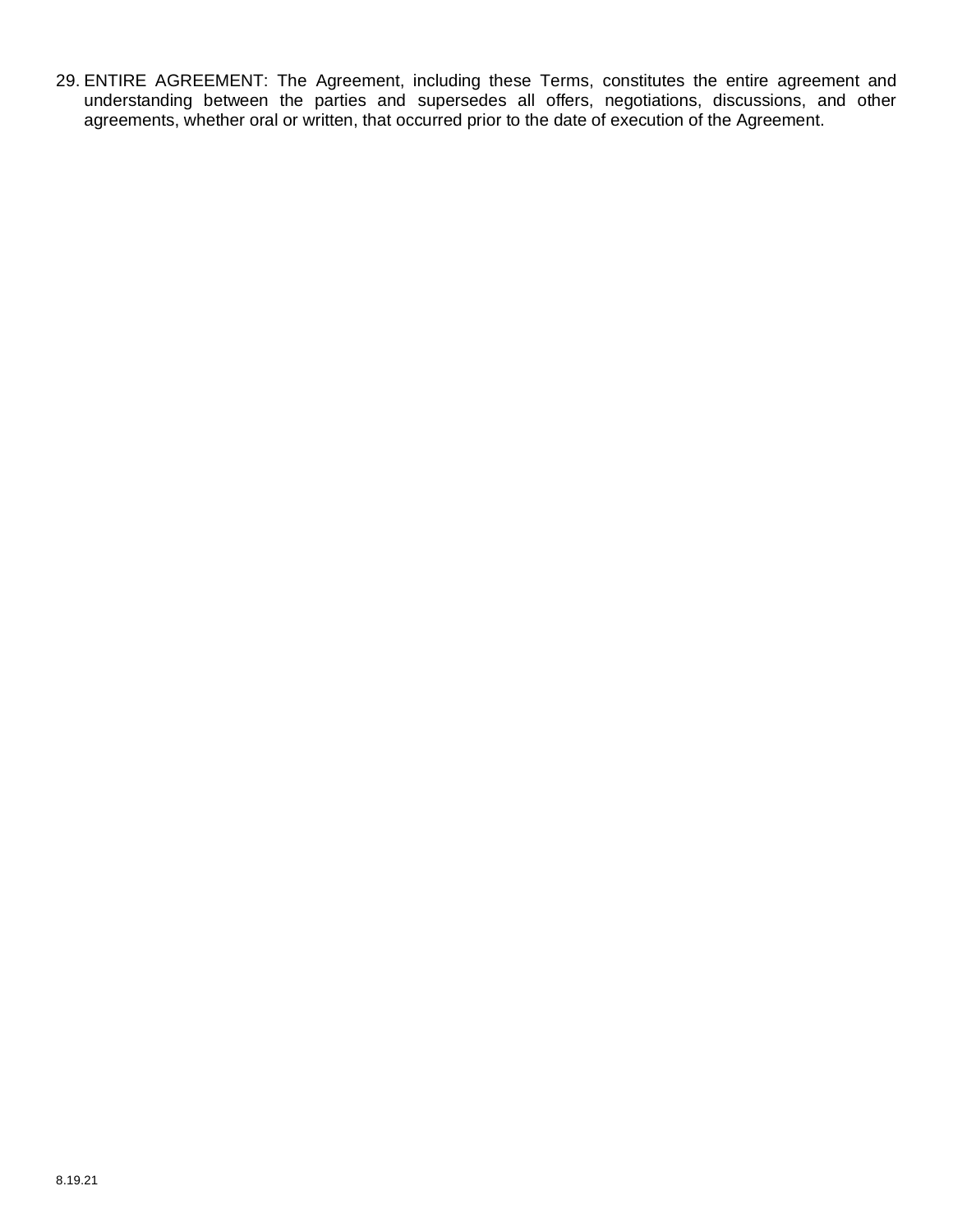29. ENTIRE AGREEMENT: The Agreement, including these Terms, constitutes the entire agreement and understanding between the parties and supersedes all offers, negotiations, discussions, and other agreements, whether oral or written, that occurred prior to the date of execution of the Agreement.

8.19.21